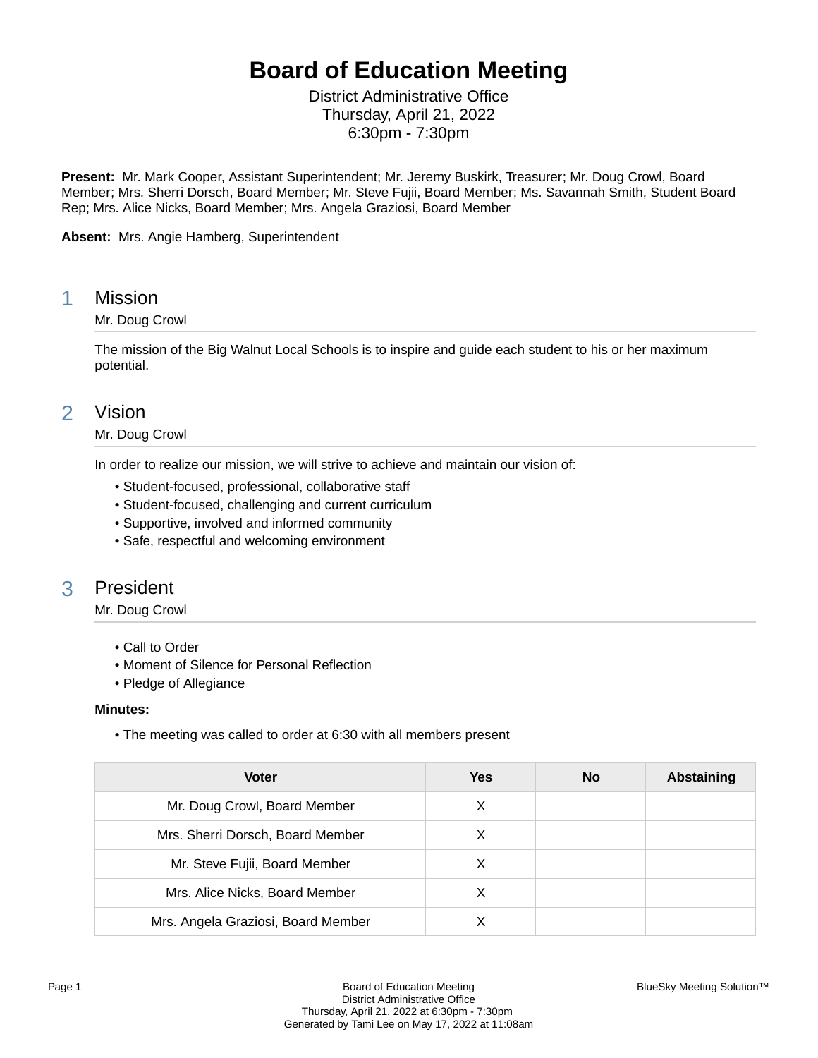# Board of Education Meeting

District Administrative Office
Thursday, April 21, 2022
6:30pm - 7:30pm

**Present:** Mr. Mark Cooper, Assistant Superintendent; Mr. Jeremy Buskirk, Treasurer; Mr. Doug Crowl, Board Member; Mrs. Sherri Dorsch, Board Member; Mr. Steve Fujii, Board Member; Ms. Savannah Smith, Student Board Rep; Mrs. Alice Nicks, Board Member; Mrs. Angela Graziosi, Board Member

**Absent:** Mrs. Angie Hamberg, Superintendent

## 1 Mission

Mr. Doug Crowl

The mission of the Big Walnut Local Schools is to inspire and guide each student to his or her maximum potential.

## 2 Vision

Mr. Doug Crowl

In order to realize our mission, we will strive to achieve and maintain our vision of:

- Student-focused, professional, collaborative staff
- Student-focused, challenging and current curriculum
- Supportive, involved and informed community
- Safe, respectful and welcoming environment

## 3 President

Mr. Doug Crowl

- Call to Order
- Moment of Silence for Personal Reflection
- Pledge of Allegiance

**Minutes:**

- The meeting was called to order at 6:30 with all members present

| Voter | Yes | No | Abstaining |
|---|---|---|---|
| Mr. Doug Crowl, Board Member | X | | |
| Mrs. Sherri Dorsch, Board Member | X | | |
| Mr. Steve Fujii, Board Member | X | | |
| Mrs. Alice Nicks, Board Member | X | | |
| Mrs. Angela Graziosi, Board Member | X | | |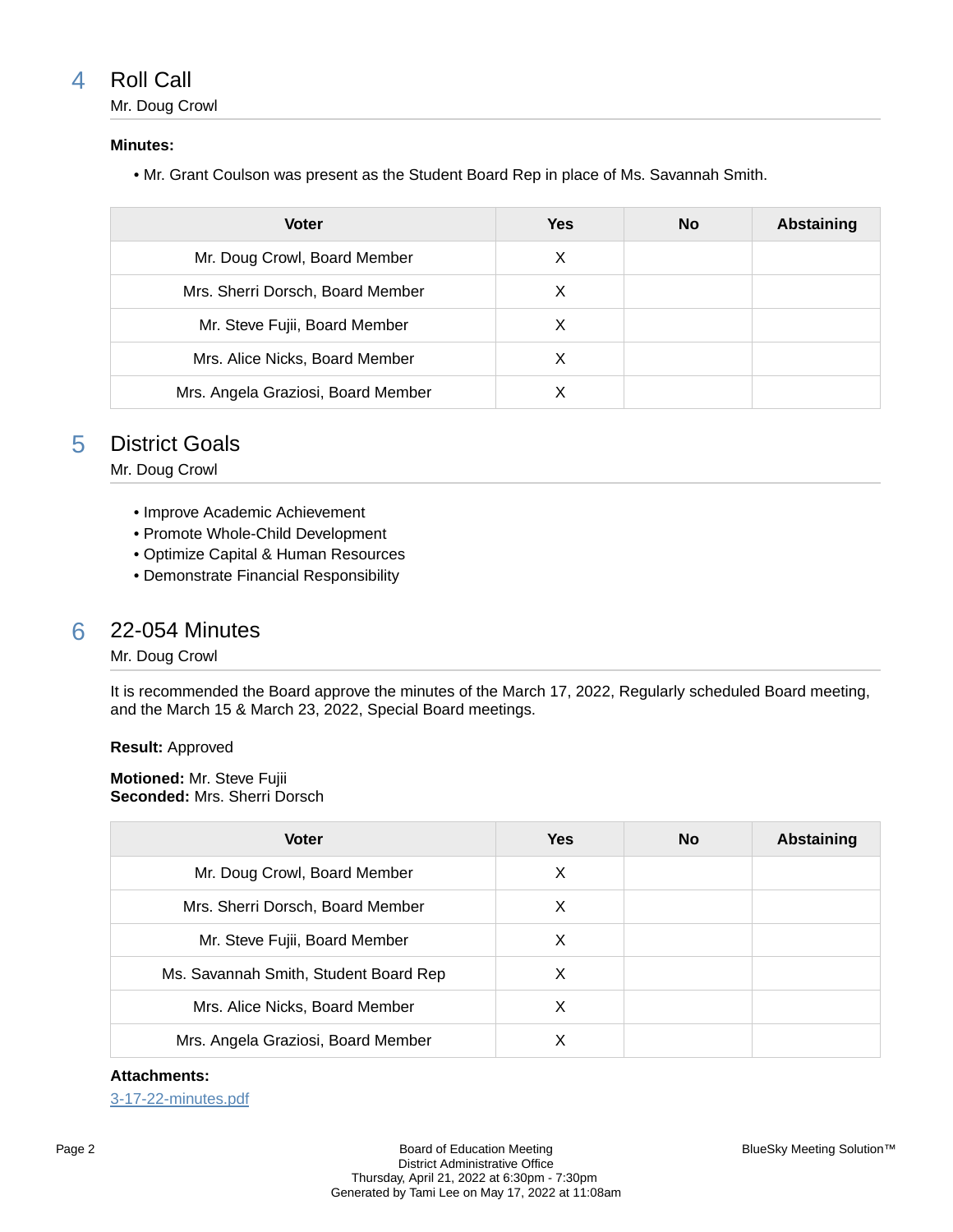## 4 Roll Call

Mr. Doug Crowl

**Minutes:**

- Mr. Grant Coulson was present as the Student Board Rep in place of Ms. Savannah Smith.

| Voter | Yes | No | Abstaining |
| --- | --- | --- | --- |
| Mr. Doug Crowl, Board Member | X | | |
| Mrs. Sherri Dorsch, Board Member | X | | |
| Mr. Steve Fujii, Board Member | X | | |
| Mrs. Alice Nicks, Board Member | X | | |
| Mrs. Angela Graziosi, Board Member | X | | |

## 5 District Goals

Mr. Doug Crowl

- Improve Academic Achievement
- Promote Whole-Child Development
- Optimize Capital & Human Resources
- Demonstrate Financial Responsibility

## 6 22-054 Minutes

Mr. Doug Crowl

It is recommended the Board approve the minutes of the March 17, 2022, Regularly scheduled Board meeting, and the March 15 & March 23, 2022, Special Board meetings.

**Result:** Approved

**Motioned:** Mr. Steve Fujii
**Seconded:** Mrs. Sherri Dorsch

| Voter | Yes | No | Abstaining |
| --- | --- | --- | --- |
| Mr. Doug Crowl, Board Member | X | | |
| Mrs. Sherri Dorsch, Board Member | X | | |
| Mr. Steve Fujii, Board Member | X | | |
| Ms. Savannah Smith, Student Board Rep | X | | |
| Mrs. Alice Nicks, Board Member | X | | |
| Mrs. Angela Graziosi, Board Member | X | | |

**Attachments:**

3-17-22-minutes.pdf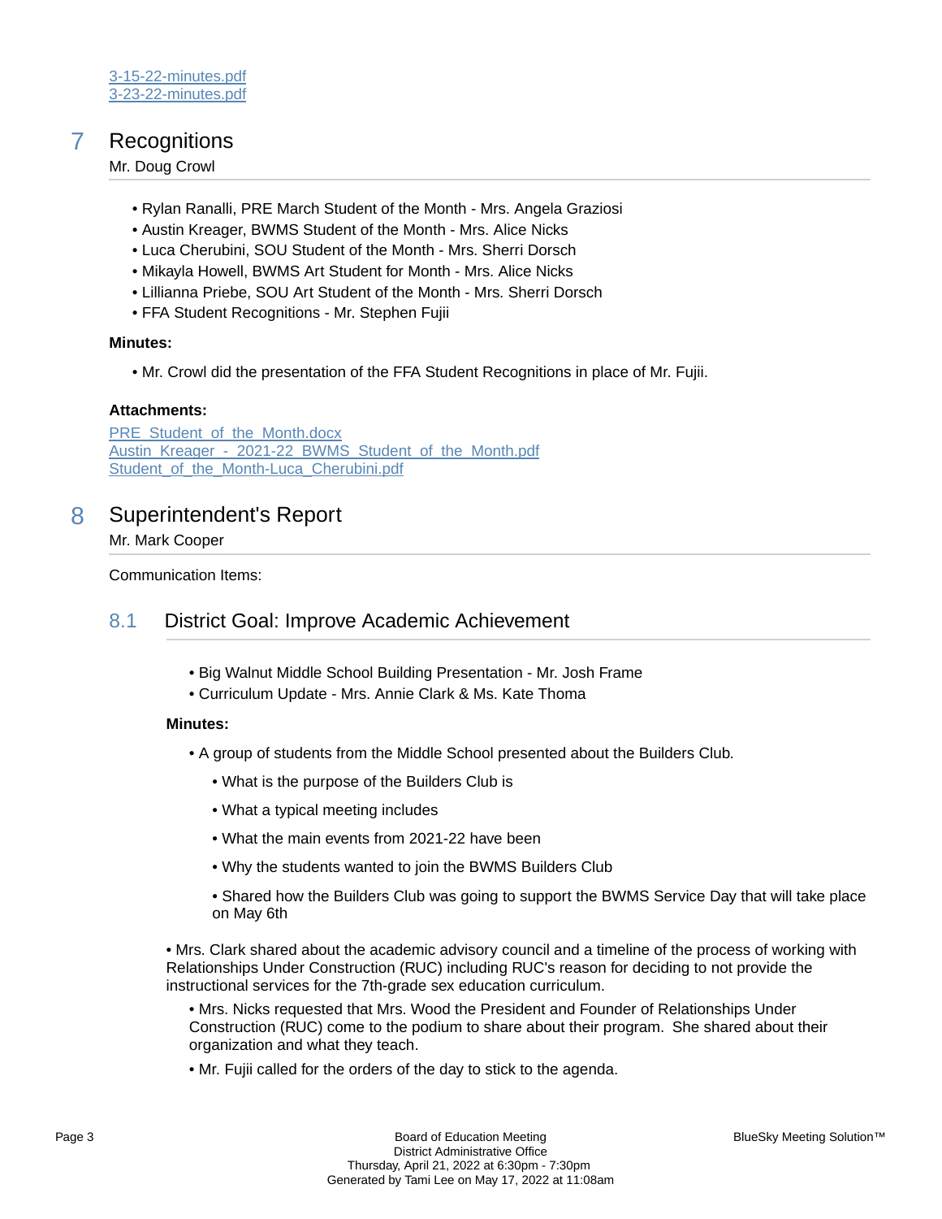[3-15-22-minutes.pdf](3-15-22-minutes.pdf)
[3-23-22-minutes.pdf](3-23-22-minutes.pdf)

# 7 Recognitions

Mr. Doug Crowl

- Rylan Ranalli, PRE March Student of the Month - Mrs. Angela Graziosi
- Austin Kreager, BWMS Student of the Month - Mrs. Alice Nicks
- Luca Cherubini, SOU Student of the Month - Mrs. Sherri Dorsch
- Mikayla Howell, BWMS Art Student for Month - Mrs. Alice Nicks
- Lillianna Priebe, SOU Art Student of the Month - Mrs. Sherri Dorsch
- FFA Student Recognitions - Mr. Stephen Fujii

**Minutes:**

- Mr. Crowl did the presentation of the FFA Student Recognitions in place of Mr. Fujii.

**Attachments:**

PRE_Student_of_the_Month.docx
Austin_Kreager_-_2021-22_BWMS_Student_of_the_Month.pdf
Student_of_the_Month-Luca_Cherubini.pdf

# 8 Superintendent's Report

Mr. Mark Cooper

Communication Items:

## 8.1 District Goal: Improve Academic Achievement

- Big Walnut Middle School Building Presentation - Mr. Josh Frame
- Curriculum Update - Mrs. Annie Clark & Ms. Kate Thoma

**Minutes:**

- A group of students from the Middle School presented about the Builders Club.
  - What is the purpose of the Builders Club is
  - What a typical meeting includes
  - What the main events from 2021-22 have been
  - Why the students wanted to join the BWMS Builders Club
  - Shared how the Builders Club was going to support the BWMS Service Day that will take place on May 6th

- Mrs. Clark shared about the academic advisory council and a timeline of the process of working with Relationships Under Construction (RUC) including RUC's reason for deciding to not provide the instructional services for the 7th-grade sex education curriculum.
  - Mrs. Nicks requested that Mrs. Wood the President and Founder of Relationships Under Construction (RUC) come to the podium to share about their program. She shared about their organization and what they teach.
  - Mr. Fujii called for the orders of the day to stick to the agenda.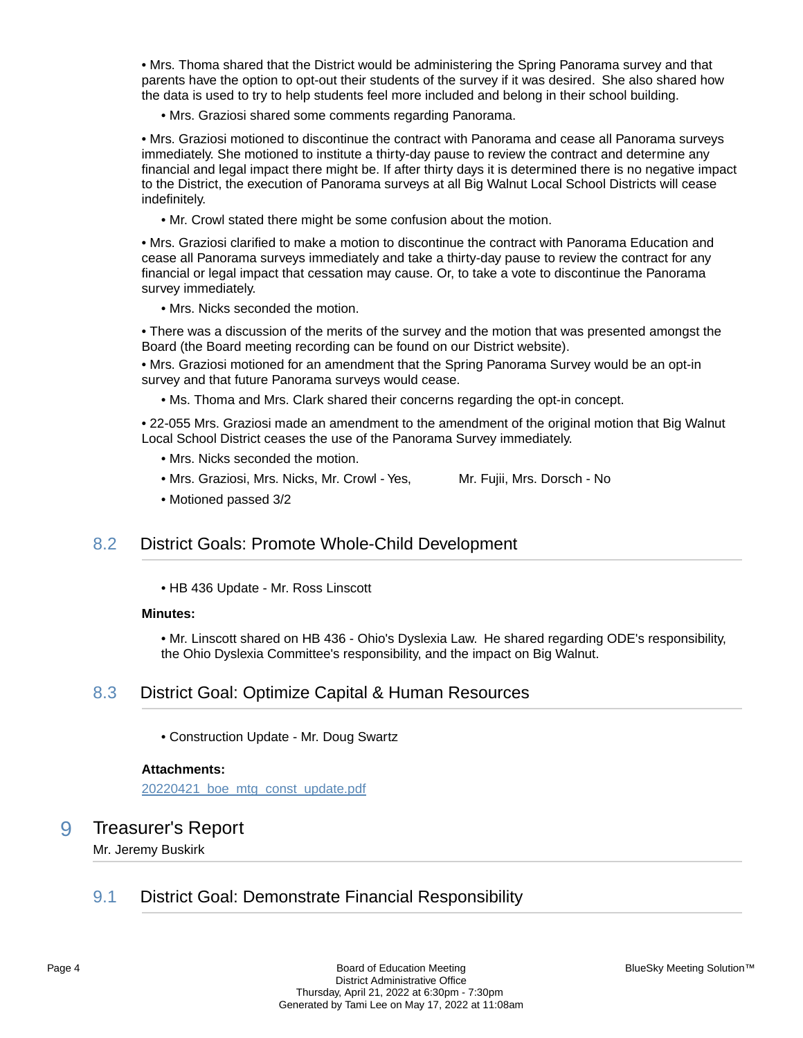- Mrs. Thoma shared that the District would be administering the Spring Panorama survey and that parents have the option to opt-out their students of the survey if it was desired. She also shared how the data is used to try to help students feel more included and belong in their school building.
  - Mrs. Graziosi shared some comments regarding Panorama.
- Mrs. Graziosi motioned to discontinue the contract with Panorama and cease all Panorama surveys immediately. She motioned to institute a thirty-day pause to review the contract and determine any financial and legal impact there might be. If after thirty days it is determined there is no negative impact to the District, the execution of Panorama surveys at all Big Walnut Local School Districts will cease indefinitely.
  - Mr. Crowl stated there might be some confusion about the motion.
- Mrs. Graziosi clarified to make a motion to discontinue the contract with Panorama Education and cease all Panorama surveys immediately and take a thirty-day pause to review the contract for any financial or legal impact that cessation may cause. Or, to take a vote to discontinue the Panorama survey immediately.
  - Mrs. Nicks seconded the motion.
- There was a discussion of the merits of the survey and the motion that was presented amongst the Board (the Board meeting recording can be found on our District website).
- Mrs. Graziosi motioned for an amendment that the Spring Panorama Survey would be an opt-in survey and that future Panorama surveys would cease.
  - Ms. Thoma and Mrs. Clark shared their concerns regarding the opt-in concept.
- 22-055 Mrs. Graziosi made an amendment to the amendment of the original motion that Big Walnut Local School District ceases the use of the Panorama Survey immediately.
  - Mrs. Nicks seconded the motion.
  - Mrs. Graziosi, Mrs. Nicks, Mr. Crowl - Yes, Mr. Fujii, Mrs. Dorsch - No
  - Motioned passed 3/2

## 8.2 District Goals: Promote Whole-Child Development

- HB 436 Update - Mr. Ross Linscott

**Minutes:**

- Mr. Linscott shared on HB 436 - Ohio's Dyslexia Law. He shared regarding ODE's responsibility, the Ohio Dyslexia Committee's responsibility, and the impact on Big Walnut.

## 8.3 District Goal: Optimize Capital & Human Resources

- Construction Update - Mr. Doug Swartz

**Attachments:**

20220421_boe_mtg_const_update.pdf

# 9 Treasurer's Report

Mr. Jeremy Buskirk

## 9.1 District Goal: Demonstrate Financial Responsibility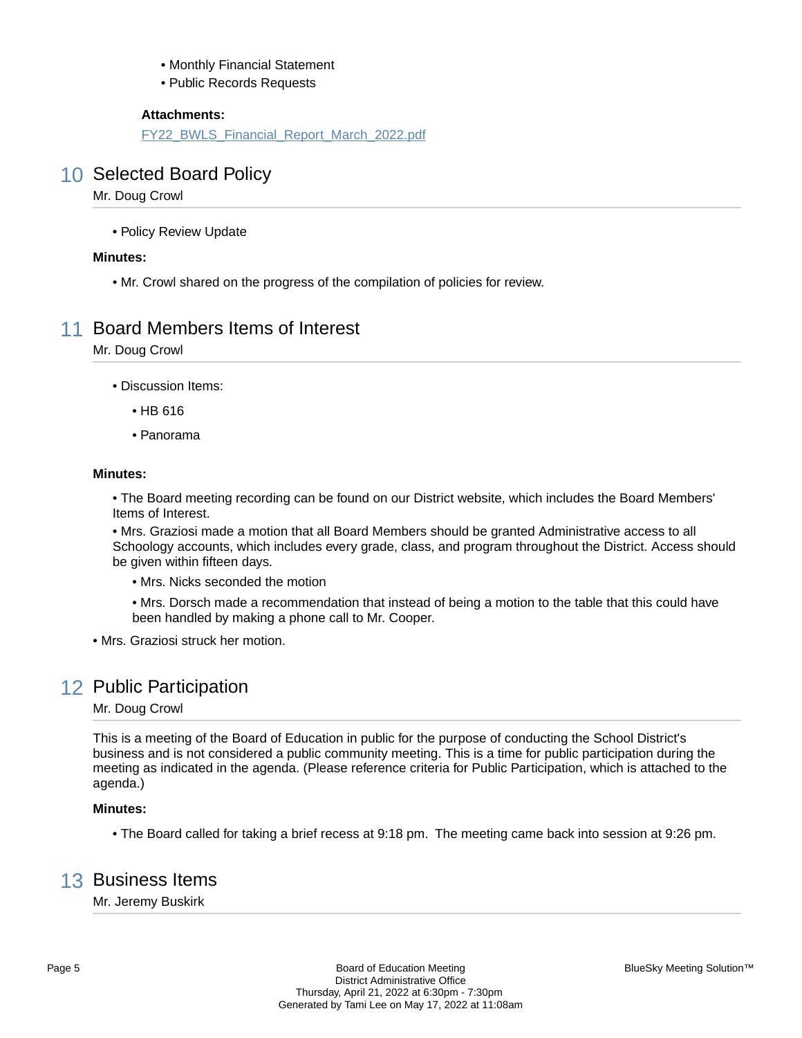- Monthly Financial Statement
- Public Records Requests

**Attachments:**

FY22_BWLS_Financial_Report_March_2022.pdf

## 10 Selected Board Policy

Mr. Doug Crowl

- Policy Review Update

**Minutes:**

- Mr. Crowl shared on the progress of the compilation of policies for review.

## 11 Board Members Items of Interest

Mr. Doug Crowl

- Discussion Items:
  - HB 616
  - Panorama

**Minutes:**

- The Board meeting recording can be found on our District website, which includes the Board Members' Items of Interest.
- Mrs. Graziosi made a motion that all Board Members should be granted Administrative access to all Schoology accounts, which includes every grade, class, and program throughout the District. Access should be given within fifteen days.
  - Mrs. Nicks seconded the motion
  - Mrs. Dorsch made a recommendation that instead of being a motion to the table that this could have been handled by making a phone call to Mr. Cooper.
- Mrs. Graziosi struck her motion.

## 12 Public Participation

Mr. Doug Crowl

This is a meeting of the Board of Education in public for the purpose of conducting the School District's business and is not considered a public community meeting. This is a time for public participation during the meeting as indicated in the agenda. (Please reference criteria for Public Participation, which is attached to the agenda.)

**Minutes:**

- The Board called for taking a brief recess at 9:18 pm. The meeting came back into session at 9:26 pm.

## 13 Business Items

Mr. Jeremy Buskirk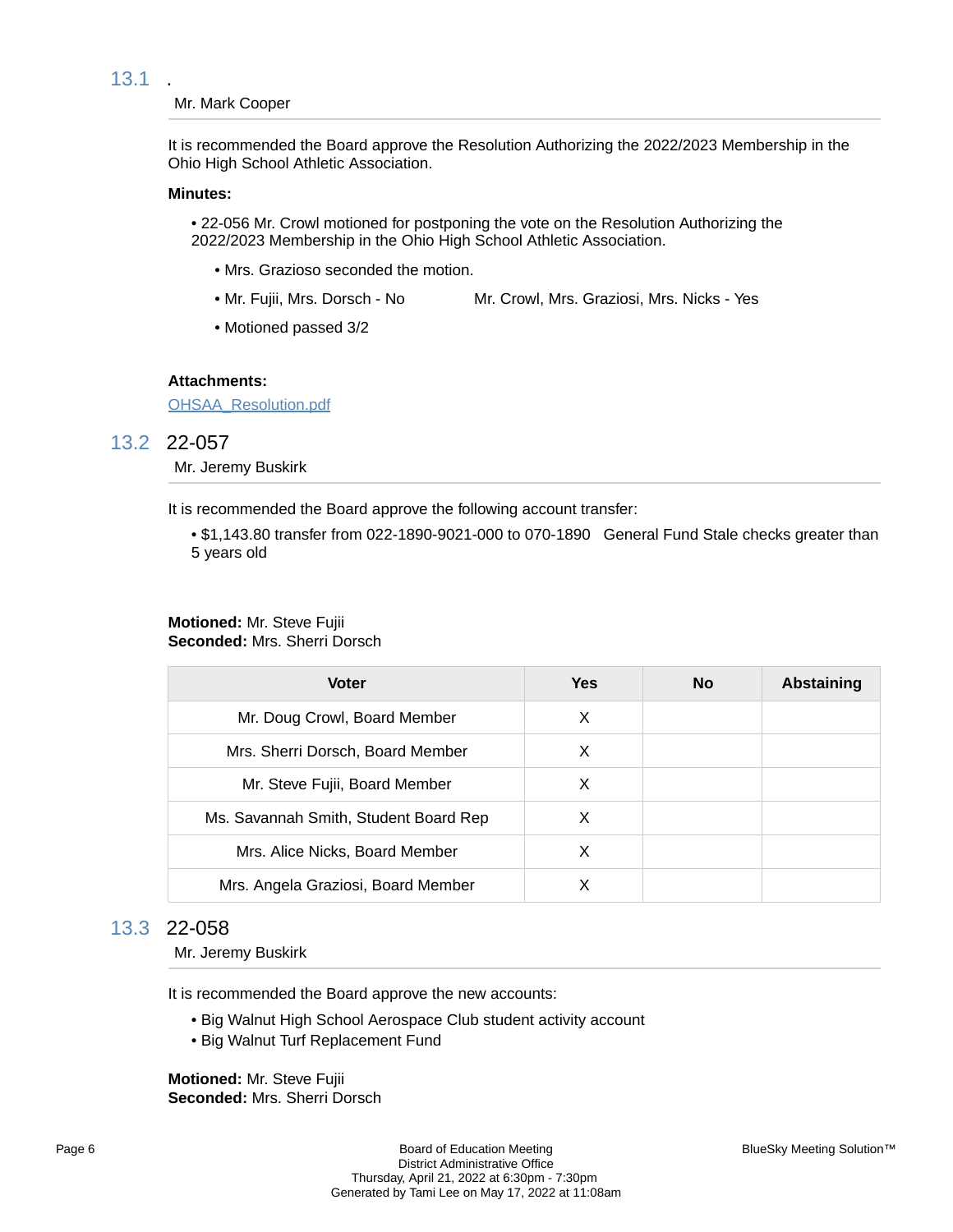## 13.1 .

Mr. Mark Cooper

It is recommended the Board approve the Resolution Authorizing the 2022/2023 Membership in the Ohio High School Athletic Association.

**Minutes:**

- 22-056 Mr. Crowl motioned for postponing the vote on the Resolution Authorizing the 2022/2023 Membership in the Ohio High School Athletic Association.
  - Mrs. Grazioso seconded the motion.
  - Mr. Fujii, Mrs. Dorsch - No          Mr. Crowl, Mrs. Graziosi, Mrs. Nicks - Yes
  - Motioned passed 3/2

**Attachments:**

OHSAA_Resolution.pdf

## 13.2 22-057

Mr. Jeremy Buskirk

It is recommended the Board approve the following account transfer:

- $1,143.80 transfer from 022-1890-9021-000 to 070-1890   General Fund Stale checks greater than 5 years old

**Motioned:** Mr. Steve Fujii
**Seconded:** Mrs. Sherri Dorsch

| Voter | Yes | No | Abstaining |
|---|---|---|---|
| Mr. Doug Crowl, Board Member | X | | |
| Mrs. Sherri Dorsch, Board Member | X | | |
| Mr. Steve Fujii, Board Member | X | | |
| Ms. Savannah Smith, Student Board Rep | X | | |
| Mrs. Alice Nicks, Board Member | X | | |
| Mrs. Angela Graziosi, Board Member | X | | |

## 13.3 22-058

Mr. Jeremy Buskirk

It is recommended the Board approve the new accounts:

- Big Walnut High School Aerospace Club student activity account
- Big Walnut Turf Replacement Fund

**Motioned:** Mr. Steve Fujii
**Seconded:** Mrs. Sherri Dorsch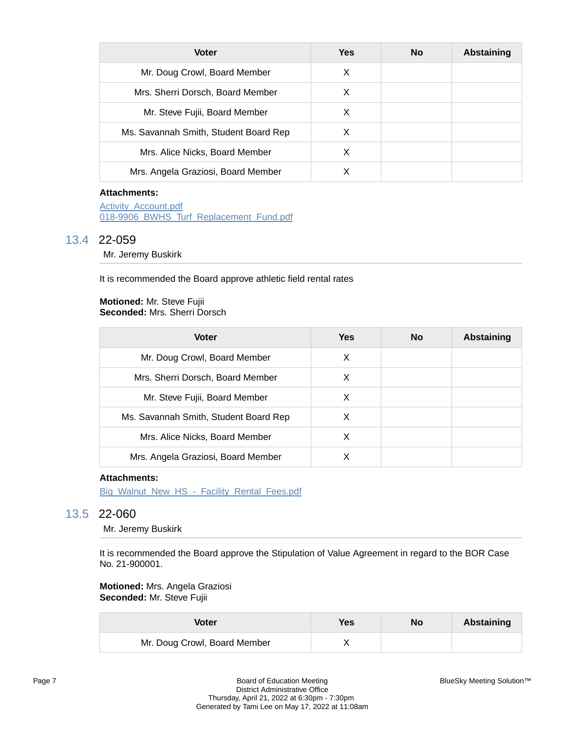| Voter | Yes | No | Abstaining |
| --- | --- | --- | --- |
| Mr. Doug Crowl, Board Member | X | | |
| Mrs. Sherri Dorsch, Board Member | X | | |
| Mr. Steve Fujii, Board Member | X | | |
| Ms. Savannah Smith, Student Board Rep | X | | |
| Mrs. Alice Nicks, Board Member | X | | |
| Mrs. Angela Graziosi, Board Member | X | | |

**Attachments:**

Activity_Account.pdf
018-9906_BWHS_Turf_Replacement_Fund.pdf

## 13.4 22-059

Mr. Jeremy Buskirk

It is recommended the Board approve athletic field rental rates

**Motioned:** Mr. Steve Fujii
**Seconded:** Mrs. Sherri Dorsch

| Voter | Yes | No | Abstaining |
| --- | --- | --- | --- |
| Mr. Doug Crowl, Board Member | X | | |
| Mrs. Sherri Dorsch, Board Member | X | | |
| Mr. Steve Fujii, Board Member | X | | |
| Ms. Savannah Smith, Student Board Rep | X | | |
| Mrs. Alice Nicks, Board Member | X | | |
| Mrs. Angela Graziosi, Board Member | X | | |

**Attachments:**

Big_Walnut_New_HS_-_Facility_Rental_Fees.pdf

## 13.5 22-060

Mr. Jeremy Buskirk

It is recommended the Board approve the Stipulation of Value Agreement in regard to the BOR Case No. 21-900001.

**Motioned:** Mrs. Angela Graziosi
**Seconded:** Mr. Steve Fujii

| Voter | Yes | No | Abstaining |
| --- | --- | --- | --- |
| Mr. Doug Crowl, Board Member | X | | |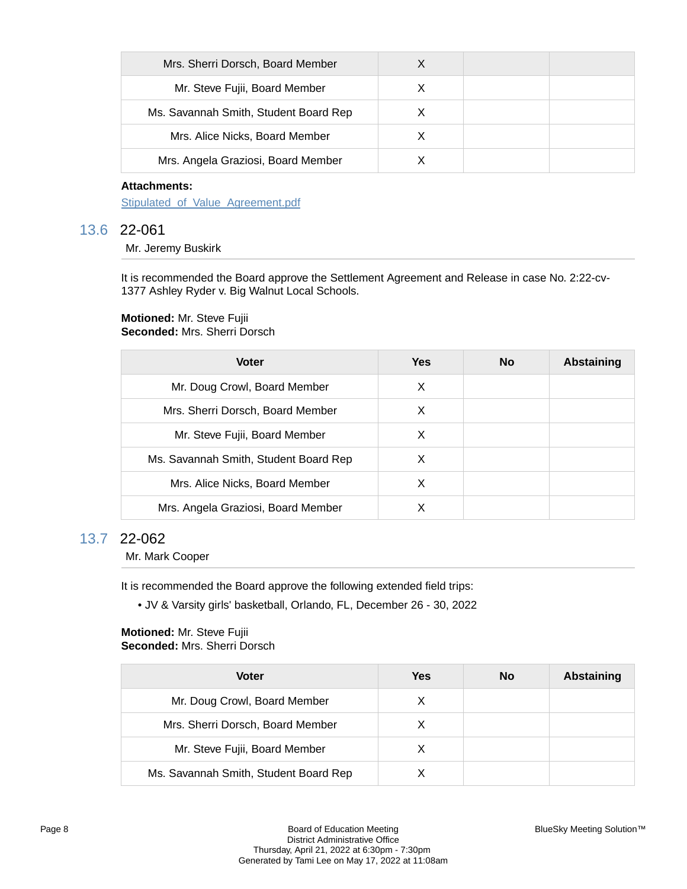| Mrs. Sherri Dorsch, Board Member | X | | |
| --- | --- | --- | --- |
| Mr. Steve Fujii, Board Member | X | | |
| Ms. Savannah Smith, Student Board Rep | X | | |
| Mrs. Alice Nicks, Board Member | X | | |
| Mrs. Angela Graziosi, Board Member | X | | |

**Attachments:**
Stipulated_of_Value_Agreement.pdf

## 13.6 22-061

Mr. Jeremy Buskirk

It is recommended the Board approve the Settlement Agreement and Release in case No. 2:22-cv-1377 Ashley Ryder v. Big Walnut Local Schools.

**Motioned:** Mr. Steve Fujii
**Seconded:** Mrs. Sherri Dorsch

| Voter | Yes | No | Abstaining |
| --- | --- | --- | --- |
| Mr. Doug Crowl, Board Member | X | | |
| Mrs. Sherri Dorsch, Board Member | X | | |
| Mr. Steve Fujii, Board Member | X | | |
| Ms. Savannah Smith, Student Board Rep | X | | |
| Mrs. Alice Nicks, Board Member | X | | |
| Mrs. Angela Graziosi, Board Member | X | | |

## 13.7 22-062

Mr. Mark Cooper

It is recommended the Board approve the following extended field trips:

- JV & Varsity girls' basketball, Orlando, FL, December 26 - 30, 2022

**Motioned:** Mr. Steve Fujii
**Seconded:** Mrs. Sherri Dorsch

| Voter | Yes | No | Abstaining |
| --- | --- | --- | --- |
| Mr. Doug Crowl, Board Member | X | | |
| Mrs. Sherri Dorsch, Board Member | X | | |
| Mr. Steve Fujii, Board Member | X | | |
| Ms. Savannah Smith, Student Board Rep | X | | |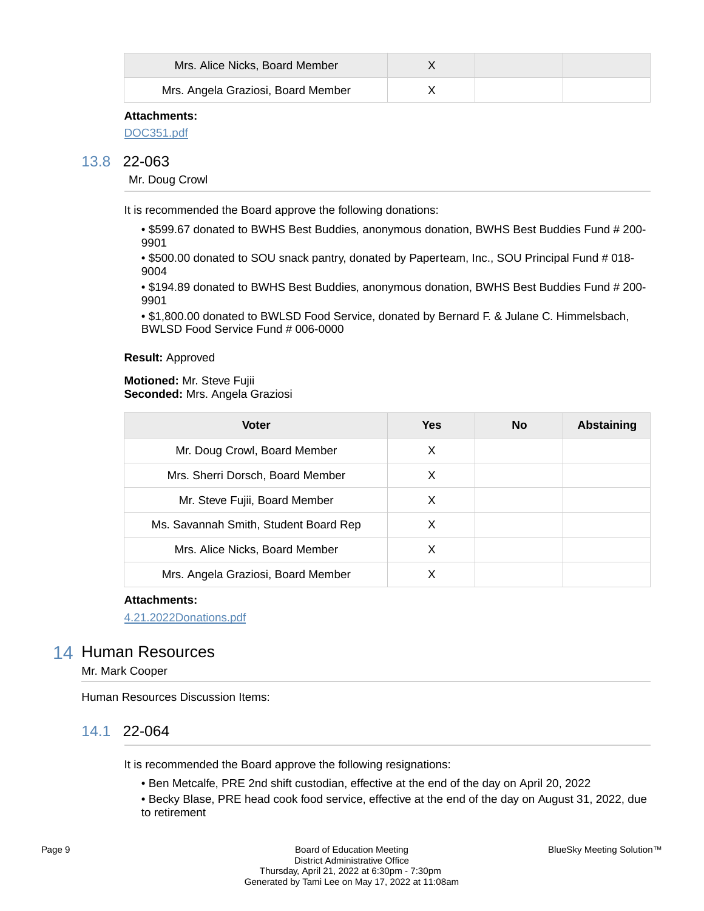| Mrs. Alice Nicks, Board Member | X | | |
|---|---|---|---|
| Mrs. Angela Graziosi, Board Member | X | | |

**Attachments:**

DOC351.pdf

### 13.8 22-063

Mr. Doug Crowl

It is recommended the Board approve the following donations:

- $599.67 donated to BWHS Best Buddies, anonymous donation, BWHS Best Buddies Fund # 200-9901
- $500.00 donated to SOU snack pantry, donated by Paperteam, Inc., SOU Principal Fund # 018-9004
- $194.89 donated to BWHS Best Buddies, anonymous donation, BWHS Best Buddies Fund # 200-9901
- $1,800.00 donated to BWLSD Food Service, donated by Bernard F. & Julane C. Himmelsbach, BWLSD Food Service Fund # 006-0000

**Result:** Approved

**Motioned:** Mr. Steve Fujii
**Seconded:** Mrs. Angela Graziosi

| Voter | Yes | No | Abstaining |
|---|---|---|---|
| Mr. Doug Crowl, Board Member | X | | |
| Mrs. Sherri Dorsch, Board Member | X | | |
| Mr. Steve Fujii, Board Member | X | | |
| Ms. Savannah Smith, Student Board Rep | X | | |
| Mrs. Alice Nicks, Board Member | X | | |
| Mrs. Angela Graziosi, Board Member | X | | |

**Attachments:**

4.21.2022Donations.pdf

## 14 Human Resources

Mr. Mark Cooper

Human Resources Discussion Items:

### 14.1 22-064

It is recommended the Board approve the following resignations:

- Ben Metcalfe, PRE 2nd shift custodian, effective at the end of the day on April 20, 2022
- Becky Blase, PRE head cook food service, effective at the end of the day on August 31, 2022, due to retirement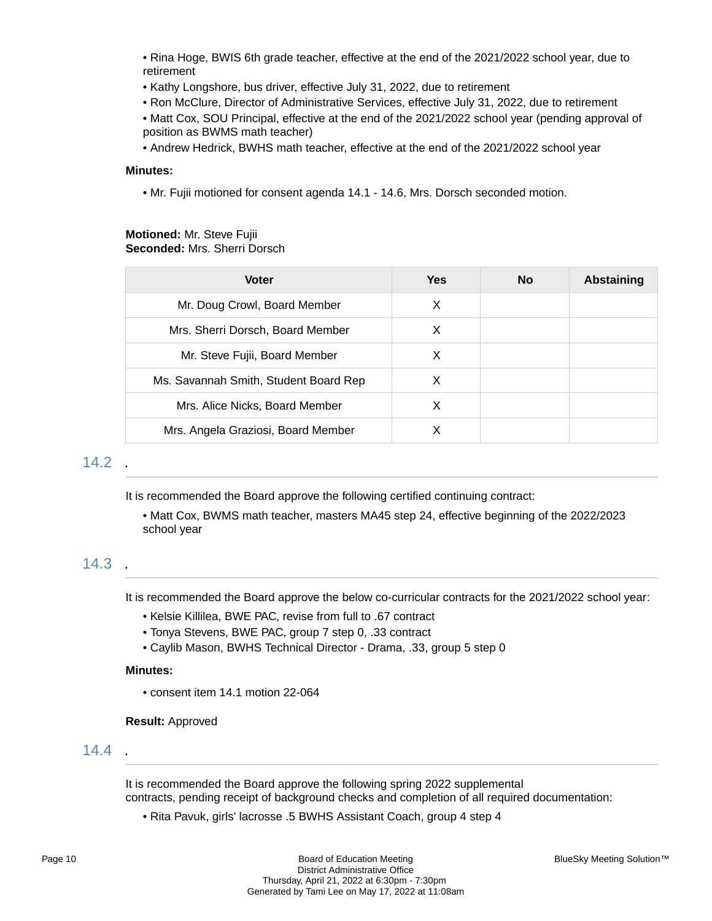- Rina Hoge, BWIS 6th grade teacher, effective at the end of the 2021/2022 school year, due to retirement
- Kathy Longshore, bus driver, effective July 31, 2022, due to retirement
- Ron McClure, Director of Administrative Services, effective July 31, 2022, due to retirement
- Matt Cox, SOU Principal, effective at the end of the 2021/2022 school year (pending approval of position as BWMS math teacher)
- Andrew Hedrick, BWHS math teacher, effective at the end of the 2021/2022 school year

**Minutes:**

- Mr. Fujii motioned for consent agenda 14.1 - 14.6, Mrs. Dorsch seconded motion.

**Motioned:** Mr. Steve Fujii
**Seconded:** Mrs. Sherri Dorsch

| Voter | Yes | No | Abstaining |
|---|---|---|---|
| Mr. Doug Crowl, Board Member | X | | |
| Mrs. Sherri Dorsch, Board Member | X | | |
| Mr. Steve Fujii, Board Member | X | | |
| Ms. Savannah Smith, Student Board Rep | X | | |
| Mrs. Alice Nicks, Board Member | X | | |
| Mrs. Angela Graziosi, Board Member | X | | |

## 14.2 .

It is recommended the Board approve the following certified continuing contract:

- Matt Cox, BWMS math teacher, masters MA45 step 24, effective beginning of the 2022/2023 school year

## 14.3 .

It is recommended the Board approve the below co-curricular contracts for the 2021/2022 school year:

- Kelsie Killilea, BWE PAC, revise from full to .67 contract
- Tonya Stevens, BWE PAC, group 7 step 0, .33 contract
- Caylib Mason, BWHS Technical Director - Drama, .33, group 5 step 0

**Minutes:**

- consent item 14.1 motion 22-064

**Result:** Approved

## 14.4 .

It is recommended the Board approve the following spring 2022 supplemental contracts, pending receipt of background checks and completion of all required documentation:

- Rita Pavuk, girls' lacrosse .5 BWHS Assistant Coach, group 4 step 4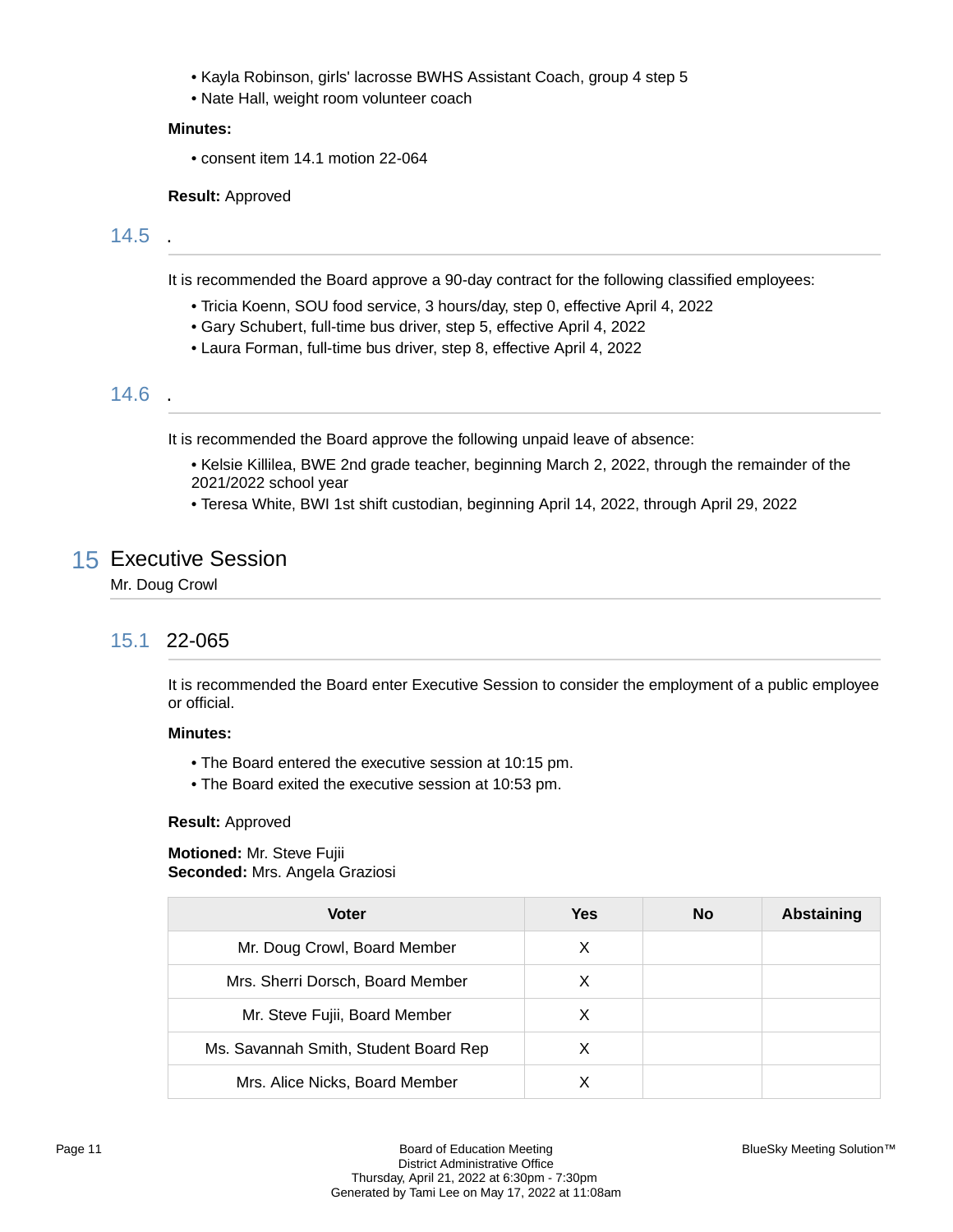- Kayla Robinson, girls' lacrosse BWHS Assistant Coach, group 4 step 5
- Nate Hall, weight room volunteer coach

**Minutes:**

- consent item 14.1 motion 22-064

**Result:** Approved

### 14.5 .

It is recommended the Board approve a 90-day contract for the following classified employees:

- Tricia Koenn, SOU food service, 3 hours/day, step 0, effective April 4, 2022
- Gary Schubert, full-time bus driver, step 5, effective April 4, 2022
- Laura Forman, full-time bus driver, step 8, effective April 4, 2022

### 14.6 .

It is recommended the Board approve the following unpaid leave of absence:

- Kelsie Killilea, BWE 2nd grade teacher, beginning March 2, 2022, through the remainder of the 2021/2022 school year
- Teresa White, BWI 1st shift custodian, beginning April 14, 2022, through April 29, 2022

## 15 Executive Session

Mr. Doug Crowl

### 15.1 22-065

It is recommended the Board enter Executive Session to consider the employment of a public employee or official.

**Minutes:**

- The Board entered the executive session at 10:15 pm.
- The Board exited the executive session at 10:53 pm.

**Result:** Approved

**Motioned:** Mr. Steve Fujii
**Seconded:** Mrs. Angela Graziosi

| Voter | Yes | No | Abstaining |
|---|---|---|---|
| Mr. Doug Crowl, Board Member | X | | |
| Mrs. Sherri Dorsch, Board Member | X | | |
| Mr. Steve Fujii, Board Member | X | | |
| Ms. Savannah Smith, Student Board Rep | X | | |
| Mrs. Alice Nicks, Board Member | X | | |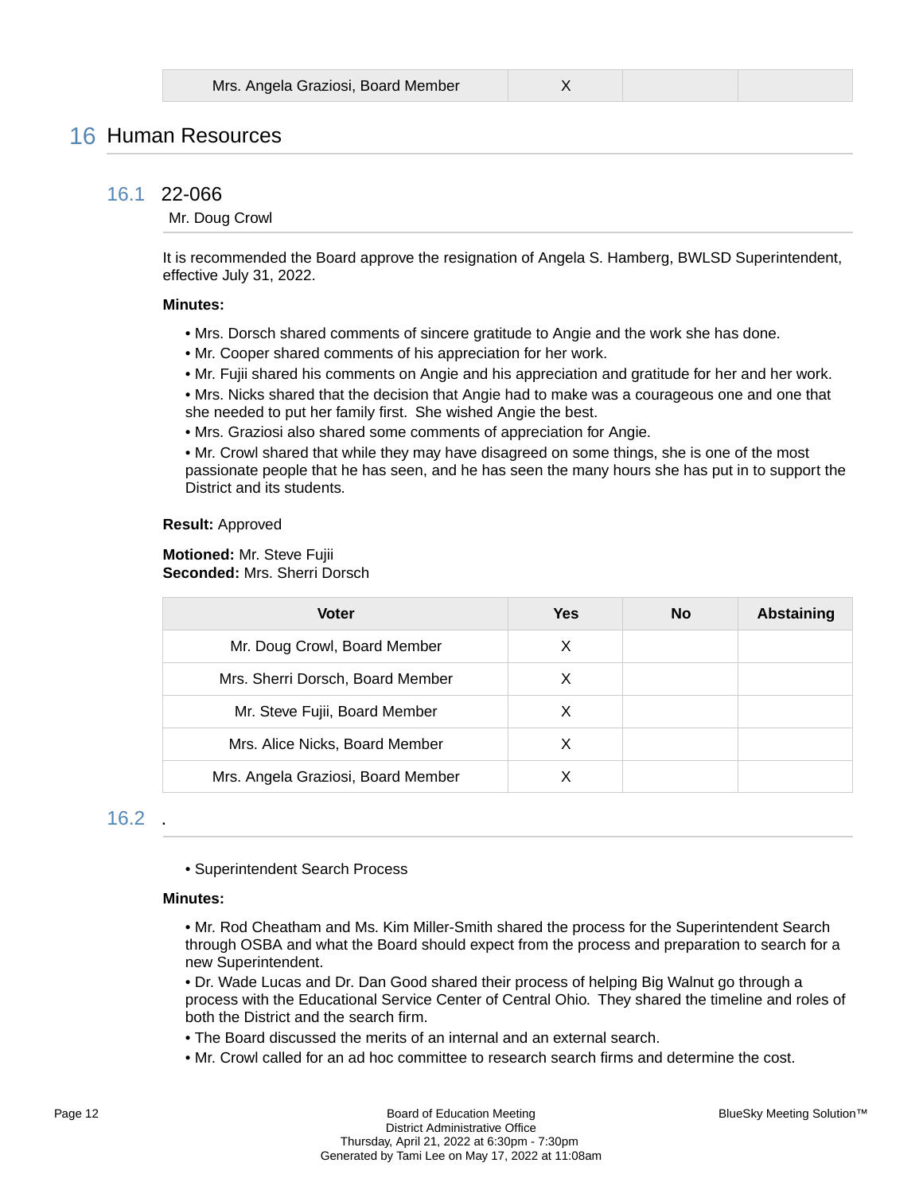| Mrs. Angela Graziosi, Board Member | X | | |
|---|---|---|---|

## 16 Human Resources

### 16.1 22-066

Mr. Doug Crowl

It is recommended the Board approve the resignation of Angela S. Hamberg, BWLSD Superintendent, effective July 31, 2022.

**Minutes:**

- Mrs. Dorsch shared comments of sincere gratitude to Angie and the work she has done.
- Mr. Cooper shared comments of his appreciation for her work.
- Mr. Fujii shared his comments on Angie and his appreciation and gratitude for her and her work.
- Mrs. Nicks shared that the decision that Angie had to make was a courageous one and one that she needed to put her family first. She wished Angie the best.
- Mrs. Graziosi also shared some comments of appreciation for Angie.
- Mr. Crowl shared that while they may have disagreed on some things, she is one of the most passionate people that he has seen, and he has seen the many hours she has put in to support the District and its students.

**Result:** Approved

**Motioned:** Mr. Steve Fujii
**Seconded:** Mrs. Sherri Dorsch

| Voter | Yes | No | Abstaining |
|---|---|---|---|
| Mr. Doug Crowl, Board Member | X | | |
| Mrs. Sherri Dorsch, Board Member | X | | |
| Mr. Steve Fujii, Board Member | X | | |
| Mrs. Alice Nicks, Board Member | X | | |
| Mrs. Angela Graziosi, Board Member | X | | |

### 16.2 .

- Superintendent Search Process

**Minutes:**

- Mr. Rod Cheatham and Ms. Kim Miller-Smith shared the process for the Superintendent Search through OSBA and what the Board should expect from the process and preparation to search for a new Superintendent.
- Dr. Wade Lucas and Dr. Dan Good shared their process of helping Big Walnut go through a process with the Educational Service Center of Central Ohio. They shared the timeline and roles of both the District and the search firm.
- The Board discussed the merits of an internal and an external search.
- Mr. Crowl called for an ad hoc committee to research search firms and determine the cost.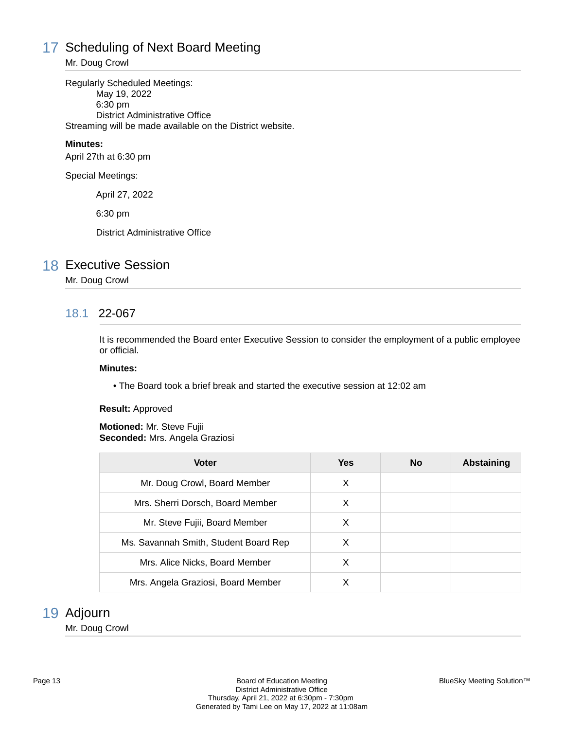## 17 Scheduling of Next Board Meeting

Mr. Doug Crowl

Regularly Scheduled Meetings:

May 19, 2022
6:30 pm
District Administrative Office

Streaming will be made available on the District website.

**Minutes:**

April 27th at 6:30 pm

Special Meetings:

April 27, 2022

6:30 pm

District Administrative Office

## 18 Executive Session

Mr. Doug Crowl

### 18.1 22-067

It is recommended the Board enter Executive Session to consider the employment of a public employee or official.

**Minutes:**

- The Board took a brief break and started the executive session at 12:02 am

**Result:** Approved

**Motioned:** Mr. Steve Fujii
**Seconded:** Mrs. Angela Graziosi

| Voter | Yes | No | Abstaining |
|---|---|---|---|
| Mr. Doug Crowl, Board Member | X | | |
| Mrs. Sherri Dorsch, Board Member | X | | |
| Mr. Steve Fujii, Board Member | X | | |
| Ms. Savannah Smith, Student Board Rep | X | | |
| Mrs. Alice Nicks, Board Member | X | | |
| Mrs. Angela Graziosi, Board Member | X | | |

## 19 Adjourn

Mr. Doug Crowl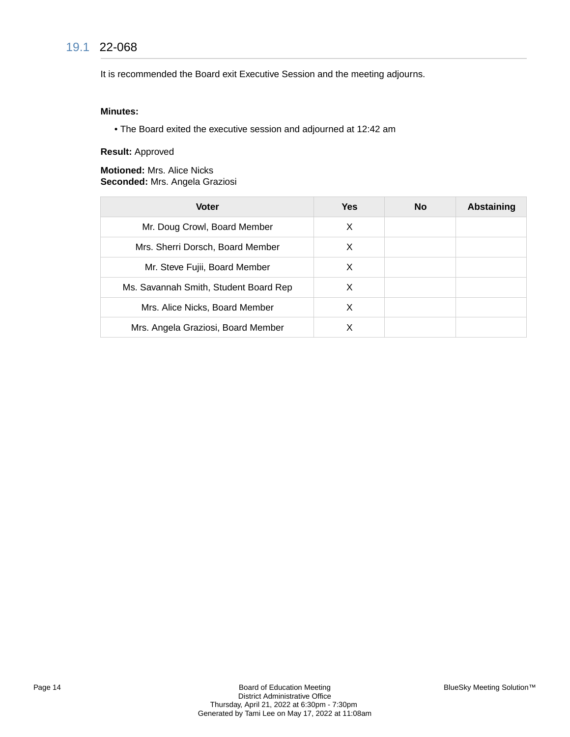## 19.1 22-068

It is recommended the Board exit Executive Session and the meeting adjourns.

**Minutes:**

- The Board exited the executive session and adjourned at 12:42 am

**Result:** Approved

**Motioned:** Mrs. Alice Nicks
**Seconded:** Mrs. Angela Graziosi

| Voter | Yes | No | Abstaining |
|---|---|---|---|
| Mr. Doug Crowl, Board Member | X | | |
| Mrs. Sherri Dorsch, Board Member | X | | |
| Mr. Steve Fujii, Board Member | X | | |
| Ms. Savannah Smith, Student Board Rep | X | | |
| Mrs. Alice Nicks, Board Member | X | | |
| Mrs. Angela Graziosi, Board Member | X | | |